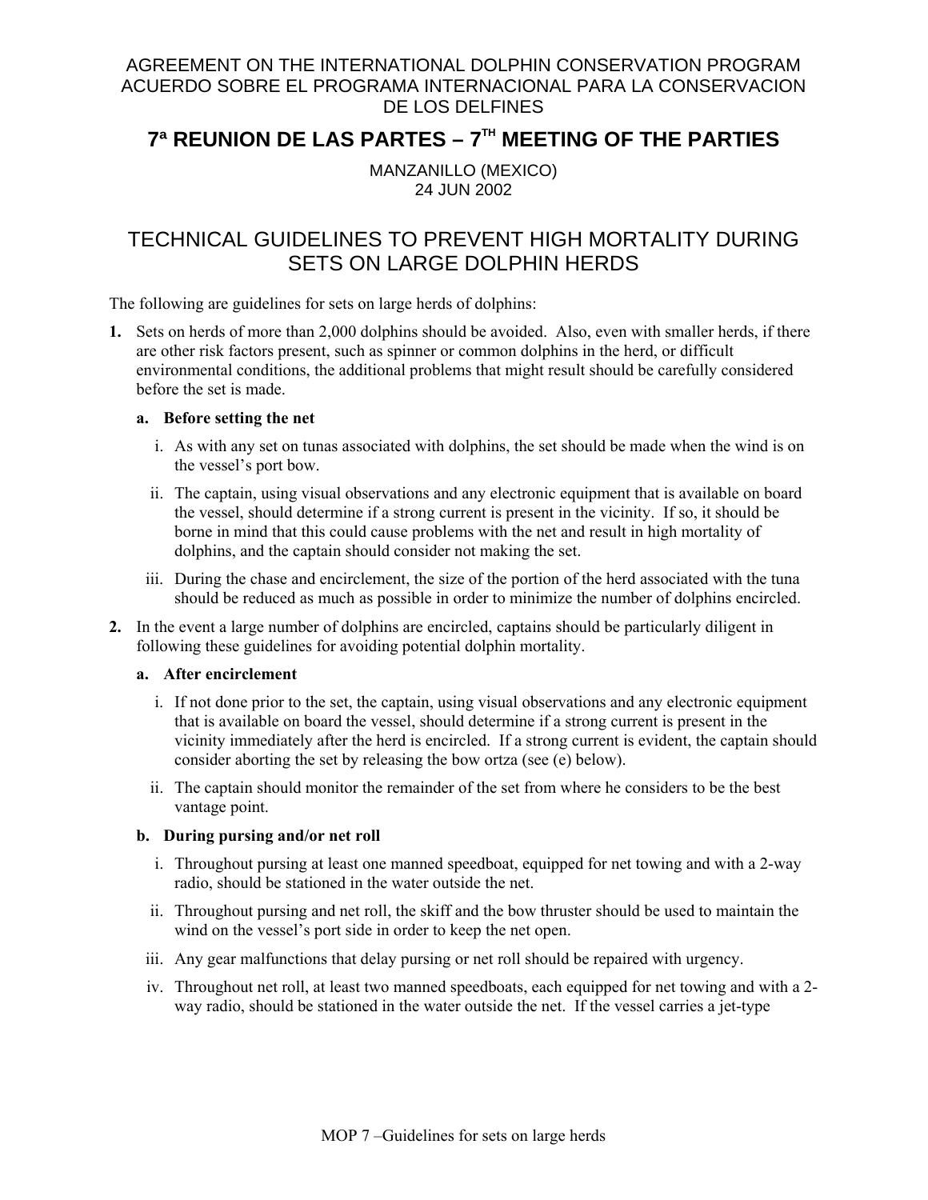AGREEMENT ON THE INTERNATIONAL DOLPHIN CONSERVATION PROGRAM
ACUERDO SOBRE EL PROGRAMA INTERNACIONAL PARA LA CONSERVACION DE LOS DELFINES

# 7ª REUNION DE LAS PARTES – 7TH MEETING OF THE PARTIES

MANZANILLO (MEXICO)
24 JUN 2002

## TECHNICAL GUIDELINES TO PREVENT HIGH MORTALITY DURING SETS ON LARGE DOLPHIN HERDS

The following are guidelines for sets on large herds of dolphins:

**1.** Sets on herds of more than 2,000 dolphins should be avoided. Also, even with smaller herds, if there are other risk factors present, such as spinner or common dolphins in the herd, or difficult environmental conditions, the additional problems that might result should be carefully considered before the set is made.

**a. Before setting the net**

i. As with any set on tunas associated with dolphins, the set should be made when the wind is on the vessel's port bow.

ii. The captain, using visual observations and any electronic equipment that is available on board the vessel, should determine if a strong current is present in the vicinity. If so, it should be borne in mind that this could cause problems with the net and result in high mortality of dolphins, and the captain should consider not making the set.

iii. During the chase and encirclement, the size of the portion of the herd associated with the tuna should be reduced as much as possible in order to minimize the number of dolphins encircled.

**2.** In the event a large number of dolphins are encircled, captains should be particularly diligent in following these guidelines for avoiding potential dolphin mortality.

**a. After encirclement**

i. If not done prior to the set, the captain, using visual observations and any electronic equipment that is available on board the vessel, should determine if a strong current is present in the vicinity immediately after the herd is encircled. If a strong current is evident, the captain should consider aborting the set by releasing the bow ortza (see (e) below).

ii. The captain should monitor the remainder of the set from where he considers to be the best vantage point.

**b. During pursing and/or net roll**

i. Throughout pursing at least one manned speedboat, equipped for net towing and with a 2-way radio, should be stationed in the water outside the net.

ii. Throughout pursing and net roll, the skiff and the bow thruster should be used to maintain the wind on the vessel's port side in order to keep the net open.

iii. Any gear malfunctions that delay pursing or net roll should be repaired with urgency.

iv. Throughout net roll, at least two manned speedboats, each equipped for net towing and with a 2-way radio, should be stationed in the water outside the net. If the vessel carries a jet-type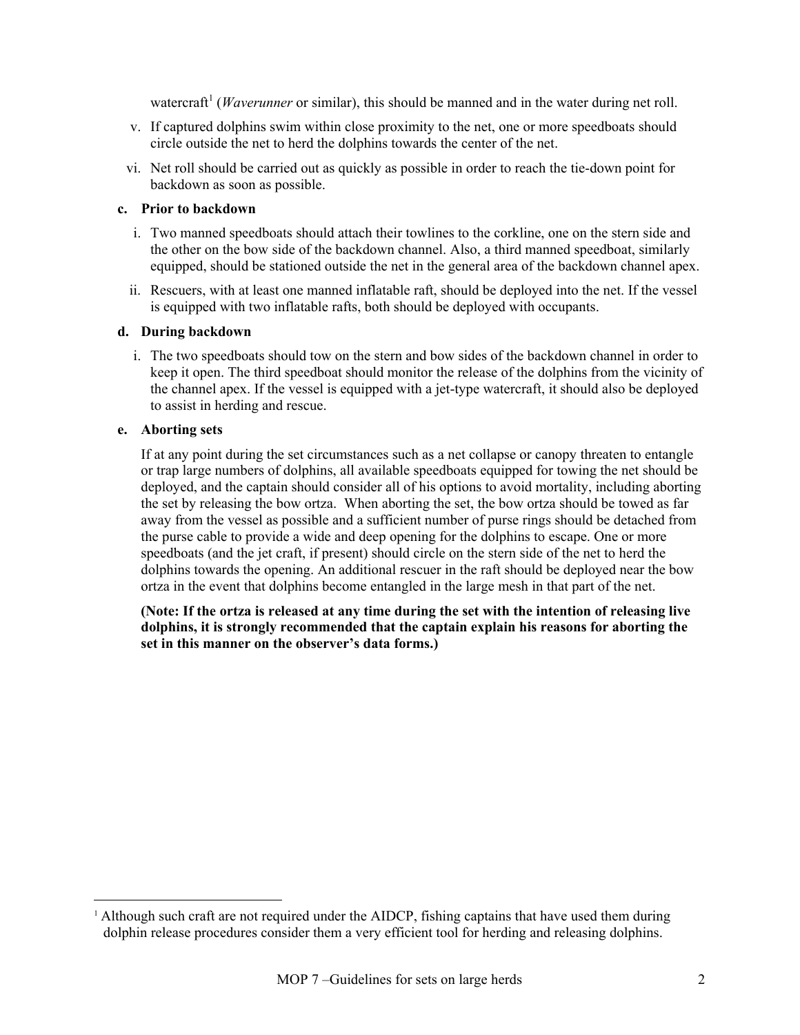watercraft[1] (*Waverunner* or similar), this should be manned and in the water during net roll.

v. If captured dolphins swim within close proximity to the net, one or more speedboats should circle outside the net to herd the dolphins towards the center of the net.

vi. Net roll should be carried out as quickly as possible in order to reach the tie-down point for backdown as soon as possible.

**c. Prior to backdown**

i. Two manned speedboats should attach their towlines to the corkline, one on the stern side and the other on the bow side of the backdown channel. Also, a third manned speedboat, similarly equipped, should be stationed outside the net in the general area of the backdown channel apex.

ii. Rescuers, with at least one manned inflatable raft, should be deployed into the net. If the vessel is equipped with two inflatable rafts, both should be deployed with occupants.

**d. During backdown**

i. The two speedboats should tow on the stern and bow sides of the backdown channel in order to keep it open. The third speedboat should monitor the release of the dolphins from the vicinity of the channel apex. If the vessel is equipped with a jet-type watercraft, it should also be deployed to assist in herding and rescue.

**e. Aborting sets**

If at any point during the set circumstances such as a net collapse or canopy threaten to entangle or trap large numbers of dolphins, all available speedboats equipped for towing the net should be deployed, and the captain should consider all of his options to avoid mortality, including aborting the set by releasing the bow ortza. When aborting the set, the bow ortza should be towed as far away from the vessel as possible and a sufficient number of purse rings should be detached from the purse cable to provide a wide and deep opening for the dolphins to escape. One or more speedboats (and the jet craft, if present) should circle on the stern side of the net to herd the dolphins towards the opening. An additional rescuer in the raft should be deployed near the bow ortza in the event that dolphins become entangled in the large mesh in that part of the net.

**(Note: If the ortza is released at any time during the set with the intention of releasing live dolphins, it is strongly recommended that the captain explain his reasons for aborting the set in this manner on the observer's data forms.)**

[1] Although such craft are not required under the AIDCP, fishing captains that have used them during dolphin release procedures consider them a very efficient tool for herding and releasing dolphins.